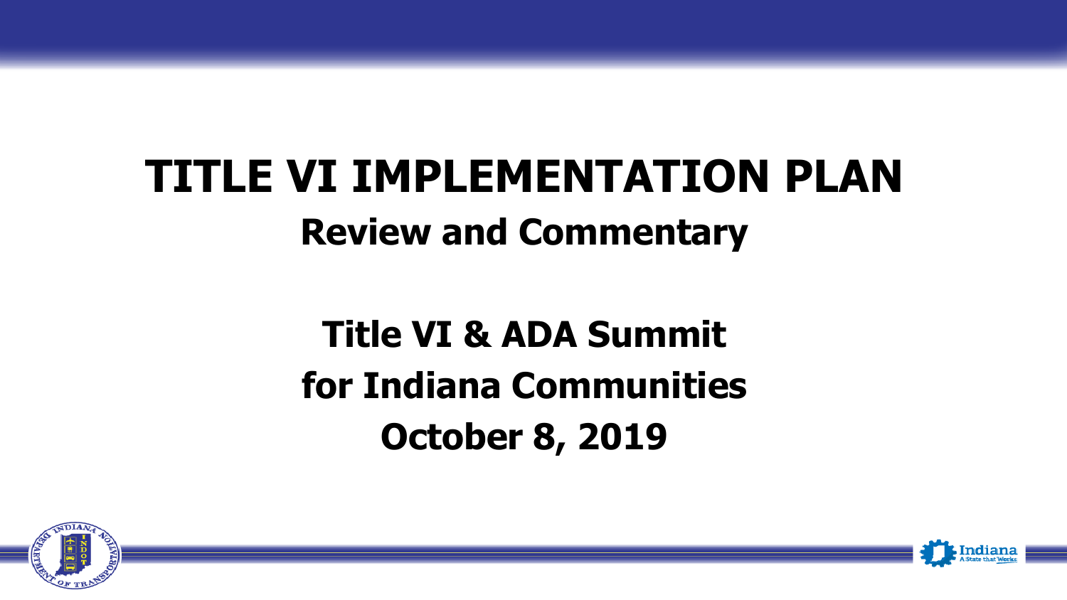# TITLE VI IMPLEMENTATION PLAN

## Review and Commentary

**Title VI & ADA Summit**
**for Indiana Communities**
**October 8, 2019**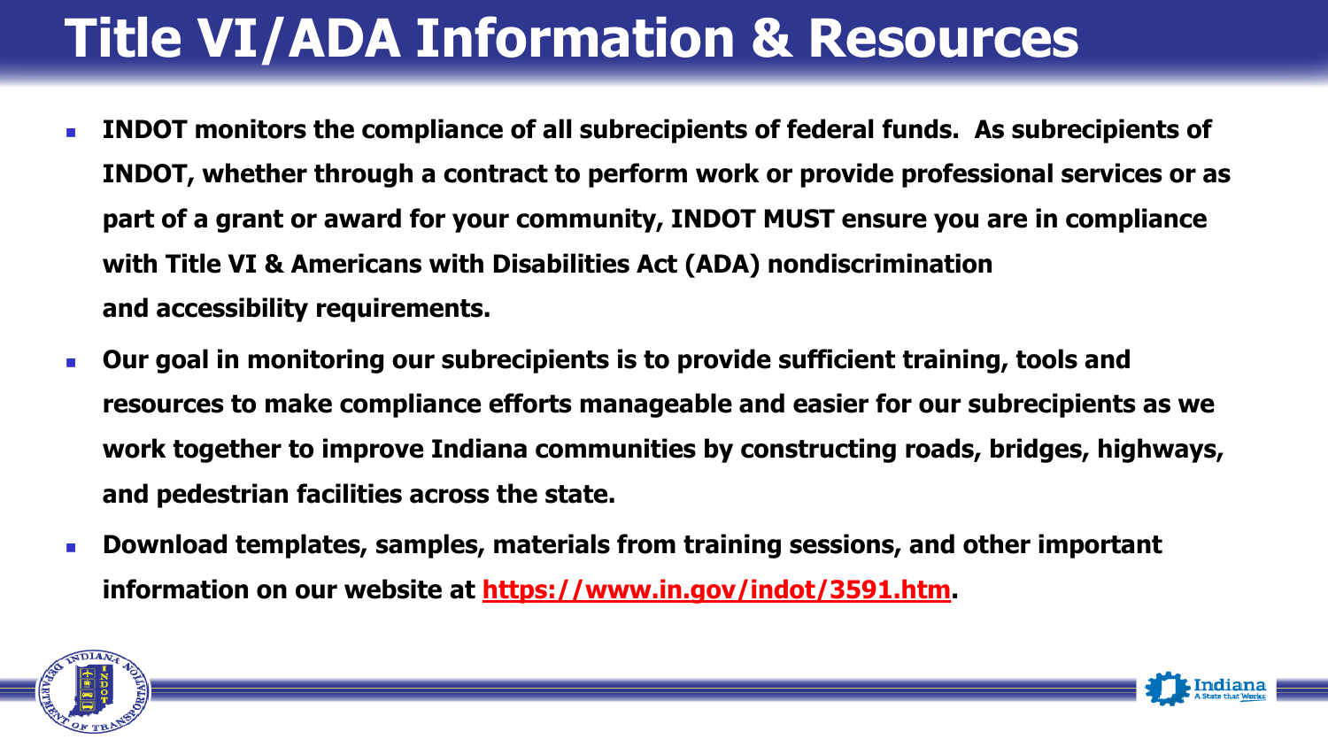# Title VI/ADA Information & Resources

- **INDOT monitors the compliance of all subrecipients of federal funds. As subrecipients of INDOT, whether through a contract to perform work or provide professional services or as part of a grant or award for your community, INDOT MUST ensure you are in compliance with Title VI & Americans with Disabilities Act (ADA) nondiscrimination and accessibility requirements.**
- **Our goal in monitoring our subrecipients is to provide sufficient training, tools and resources to make compliance efforts manageable and easier for our subrecipients as we work together to improve Indiana communities by constructing roads, bridges, highways, and pedestrian facilities across the state.**
- **Download templates, samples, materials from training sessions, and other important information on our website at [https://www.in.gov/indot/3591.htm](https://www.in.gov/indot/3591.htm).**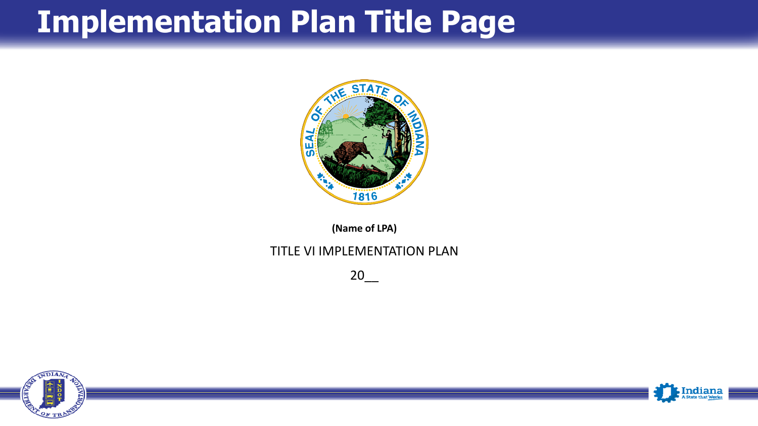# Implementation Plan Title Page

**(Name of LPA)**

TITLE VI IMPLEMENTATION PLAN

20__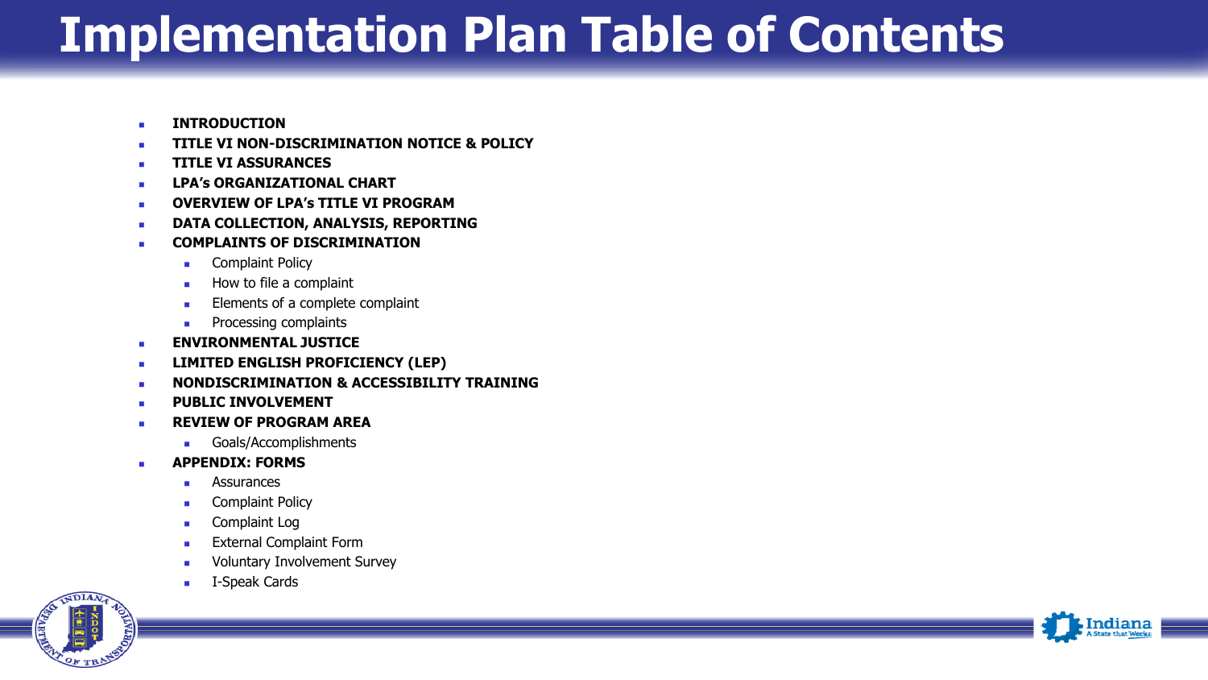# Implementation Plan Table of Contents

- **INTRODUCTION**
- **TITLE VI NON-DISCRIMINATION NOTICE & POLICY**
- **TITLE VI ASSURANCES**
- **LPA's ORGANIZATIONAL CHART**
- **OVERVIEW OF LPA's TITLE VI PROGRAM**
- **DATA COLLECTION, ANALYSIS, REPORTING**
- **COMPLAINTS OF DISCRIMINATION**
  - Complaint Policy
  - How to file a complaint
  - Elements of a complete complaint
  - Processing complaints
- **ENVIRONMENTAL JUSTICE**
- **LIMITED ENGLISH PROFICIENCY (LEP)**
- **NONDISCRIMINATION & ACCESSIBILITY TRAINING**
- **PUBLIC INVOLVEMENT**
- **REVIEW OF PROGRAM AREA**
  - Goals/Accomplishments
- **APPENDIX: FORMS**
  - Assurances
  - Complaint Policy
  - Complaint Log
  - External Complaint Form
  - Voluntary Involvement Survey
  - I-Speak Cards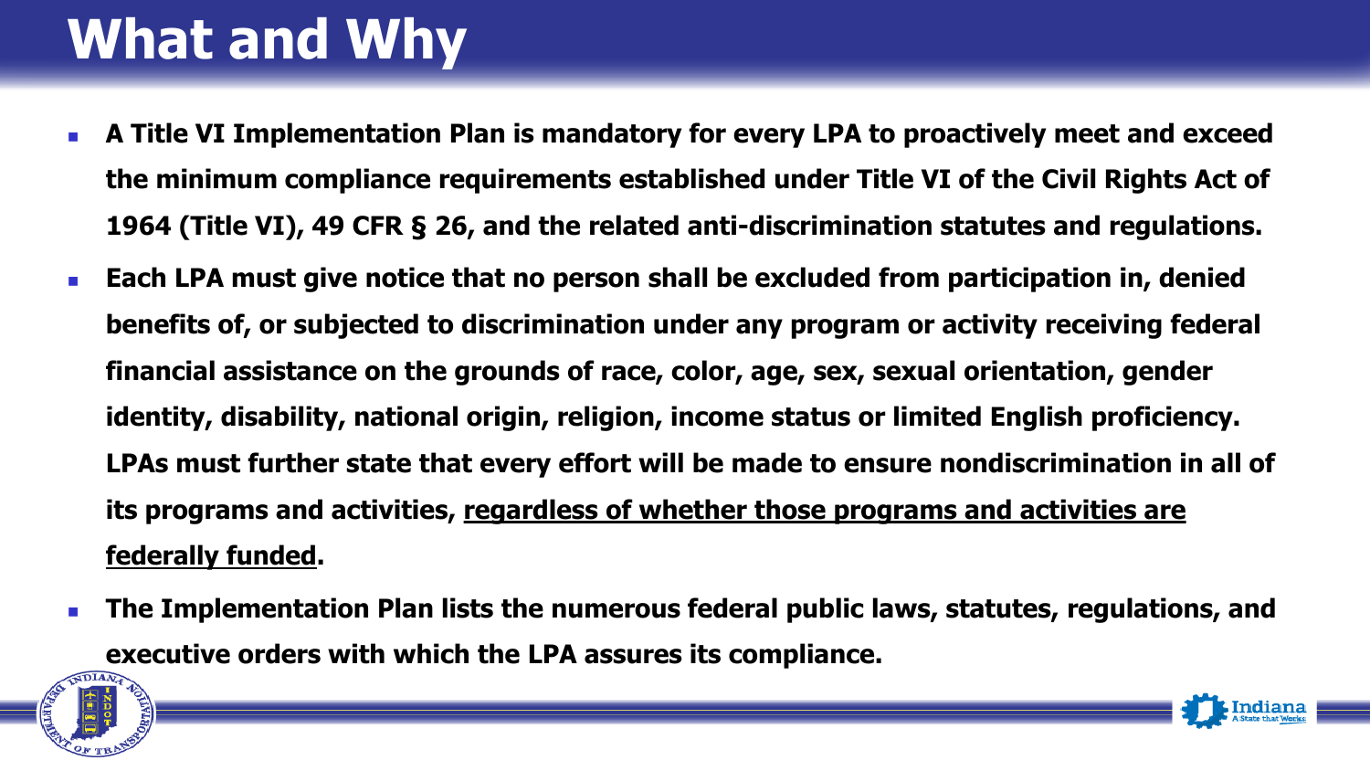# What and Why

- **A Title VI Implementation Plan is mandatory for every LPA to proactively meet and exceed the minimum compliance requirements established under Title VI of the Civil Rights Act of 1964 (Title VI), 49 CFR § 26, and the related anti-discrimination statutes and regulations.**
- **Each LPA must give notice that no person shall be excluded from participation in, denied benefits of, or subjected to discrimination under any program or activity receiving federal financial assistance on the grounds of race, color, age, sex, sexual orientation, gender identity, disability, national origin, religion, income status or limited English proficiency. LPAs must further state that every effort will be made to ensure nondiscrimination in all of its programs and activities, <u>regardless of whether those programs and activities are federally funded</u>.**
- **The Implementation Plan lists the numerous federal public laws, statutes, regulations, and executive orders with which the LPA assures its compliance.**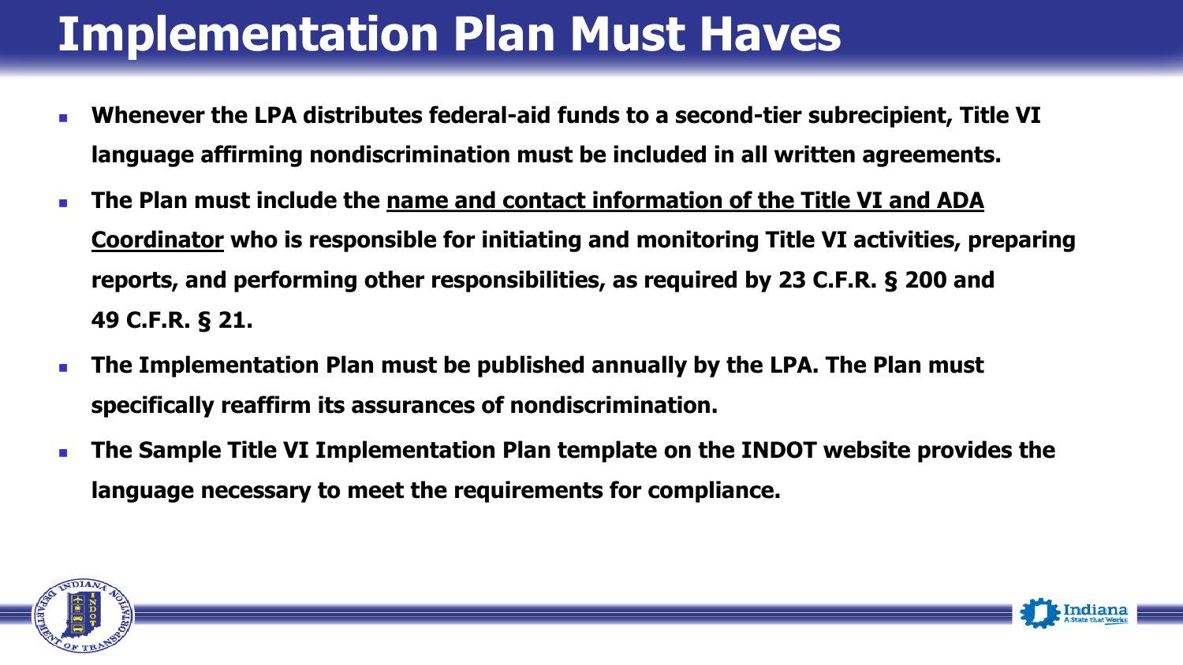# Implementation Plan Must Haves

- **Whenever the LPA distributes federal-aid funds to a second-tier subrecipient, Title VI language affirming nondiscrimination must be included in all written agreements.**
- **The Plan must include the <u>name and contact information of the Title VI and ADA Coordinator</u> who is responsible for initiating and monitoring Title VI activities, preparing reports, and performing other responsibilities, as required by 23 C.F.R. § 200 and 49 C.F.R. § 21.**
- **The Implementation Plan must be published annually by the LPA. The Plan must specifically reaffirm its assurances of nondiscrimination.**
- **The Sample Title VI Implementation Plan template on the INDOT website provides the language necessary to meet the requirements for compliance.**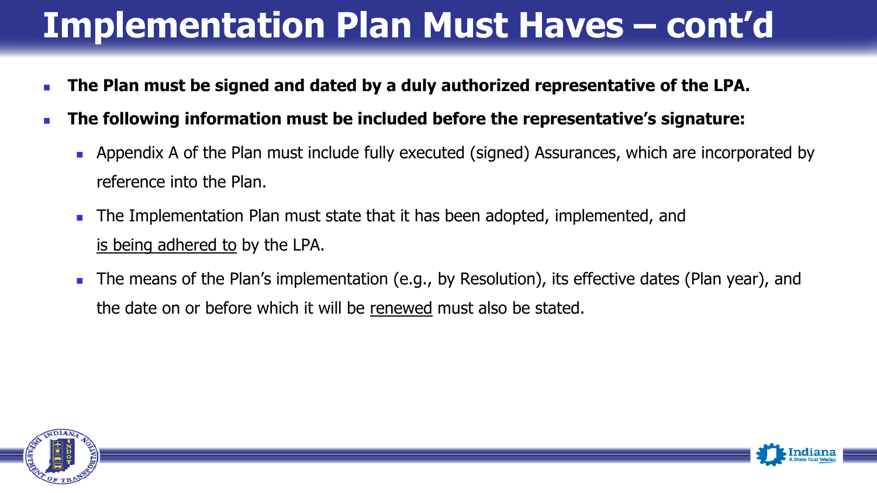# Implementation Plan Must Haves – cont'd

- **The Plan must be signed and dated by a duly authorized representative of the LPA.**
- **The following information must be included before the representative's signature:**
  - Appendix A of the Plan must include fully executed (signed) Assurances, which are incorporated by reference into the Plan.
  - The Implementation Plan must state that it has been adopted, implemented, and <u>is being adhered to</u> by the LPA.
  - The means of the Plan's implementation (e.g., by Resolution), its effective dates (Plan year), and the date on or before which it will be <u>renewed</u> must also be stated.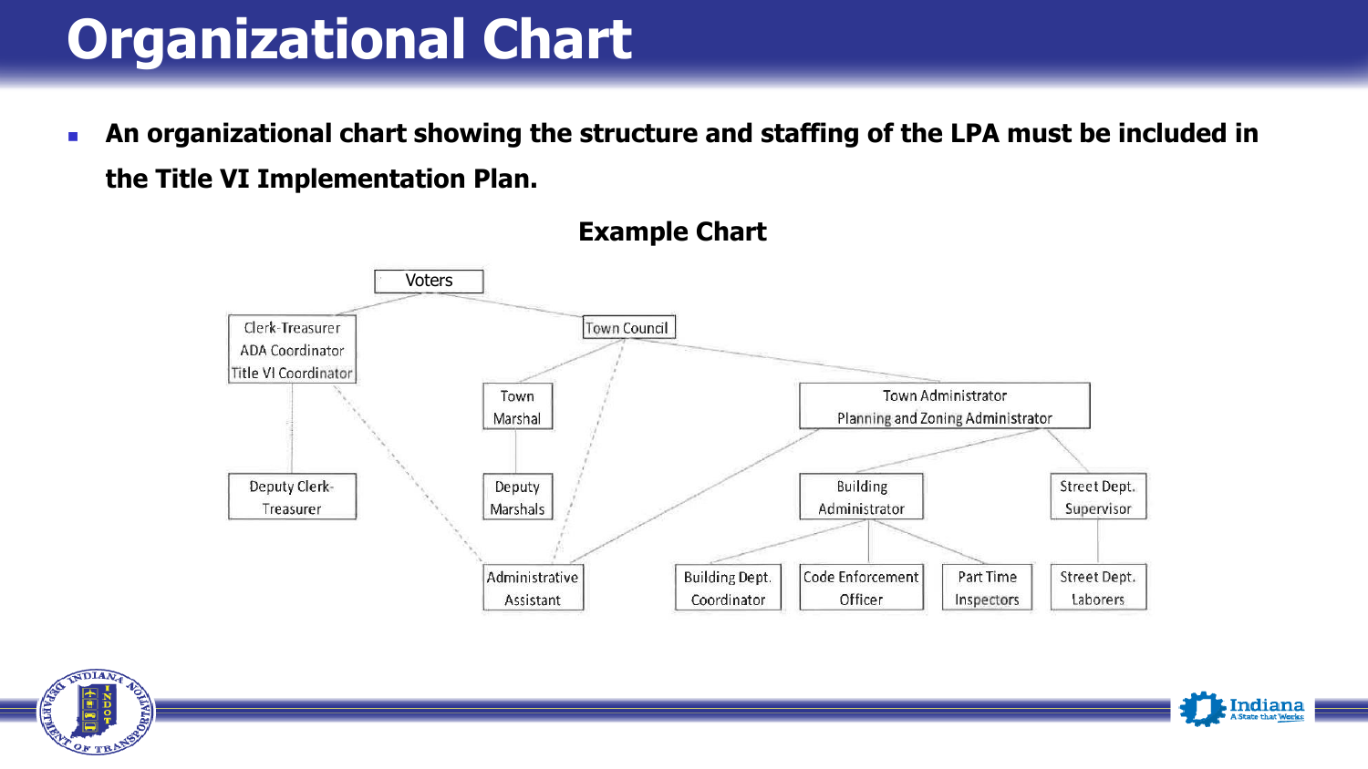# Organizational Chart

- **An organizational chart showing the structure and staffing of the LPA must be included in the Title VI Implementation Plan.**

**Example Chart**

Voters

Clerk-Treasurer
ADA Coordinator
Title VI Coordinator

Town Council

Town Marshal

Town Administrator
Planning and Zoning Administrator

Deputy Clerk-Treasurer

Deputy Marshals

Building Administrator

Street Dept. Supervisor

Administrative Assistant

Building Dept. Coordinator

Code Enforcement Officer

Part Time Inspectors

Street Dept. Laborers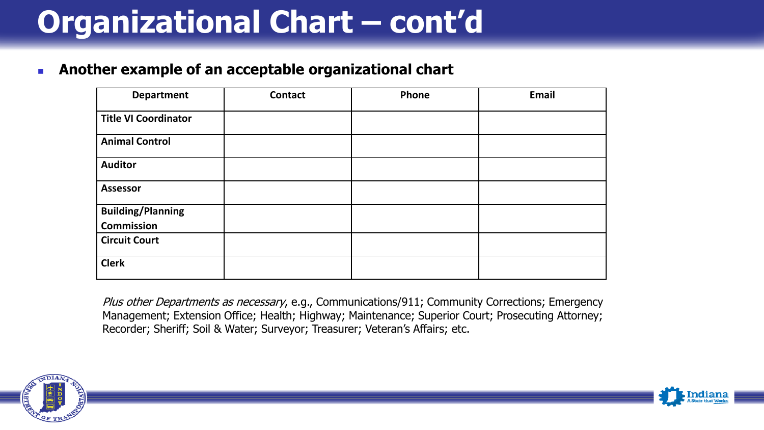# Organizational Chart – cont'd

- **Another example of an acceptable organizational chart**

| Department | Contact | Phone | Email |
|---|---|---|---|
| **Title VI Coordinator** | | | |
| **Animal Control** | | | |
| **Auditor** | | | |
| **Assessor** | | | |
| **Building/Planning Commission** | | | |
| **Circuit Court** | | | |
| **Clerk** | | | |

*Plus other Departments as necessary*, e.g., Communications/911; Community Corrections; Emergency Management; Extension Office; Health; Highway; Maintenance; Superior Court; Prosecuting Attorney; Recorder; Sheriff; Soil & Water; Surveyor; Treasurer; Veteran's Affairs; etc.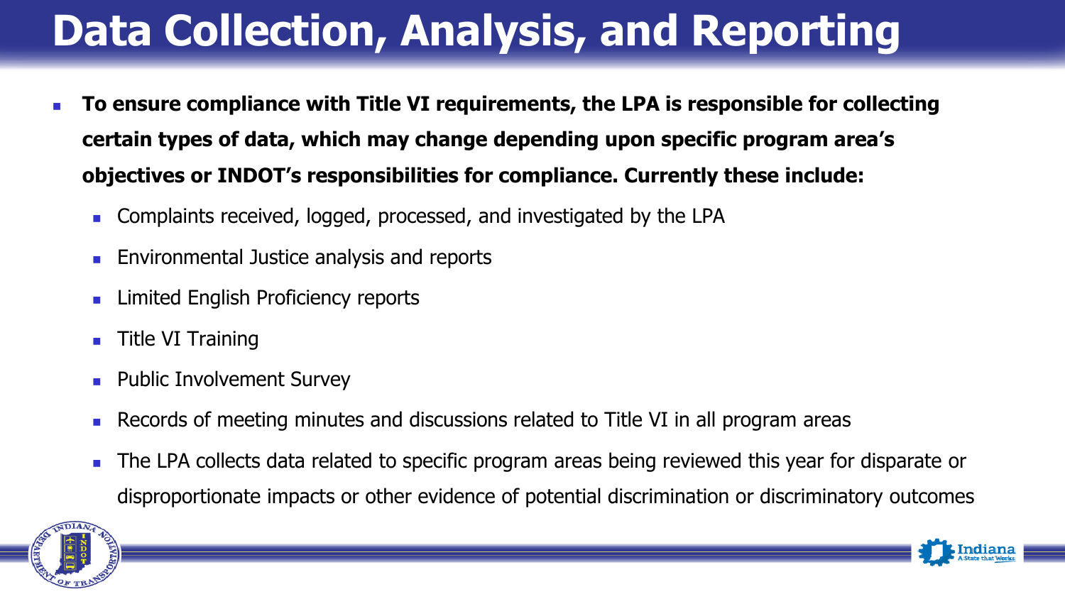# Data Collection, Analysis, and Reporting

- **To ensure compliance with Title VI requirements, the LPA is responsible for collecting certain types of data, which may change depending upon specific program area's objectives or INDOT's responsibilities for compliance. Currently these include:**
  - Complaints received, logged, processed, and investigated by the LPA
  - Environmental Justice analysis and reports
  - Limited English Proficiency reports
  - Title VI Training
  - Public Involvement Survey
  - Records of meeting minutes and discussions related to Title VI in all program areas
  - The LPA collects data related to specific program areas being reviewed this year for disparate or disproportionate impacts or other evidence of potential discrimination or discriminatory outcomes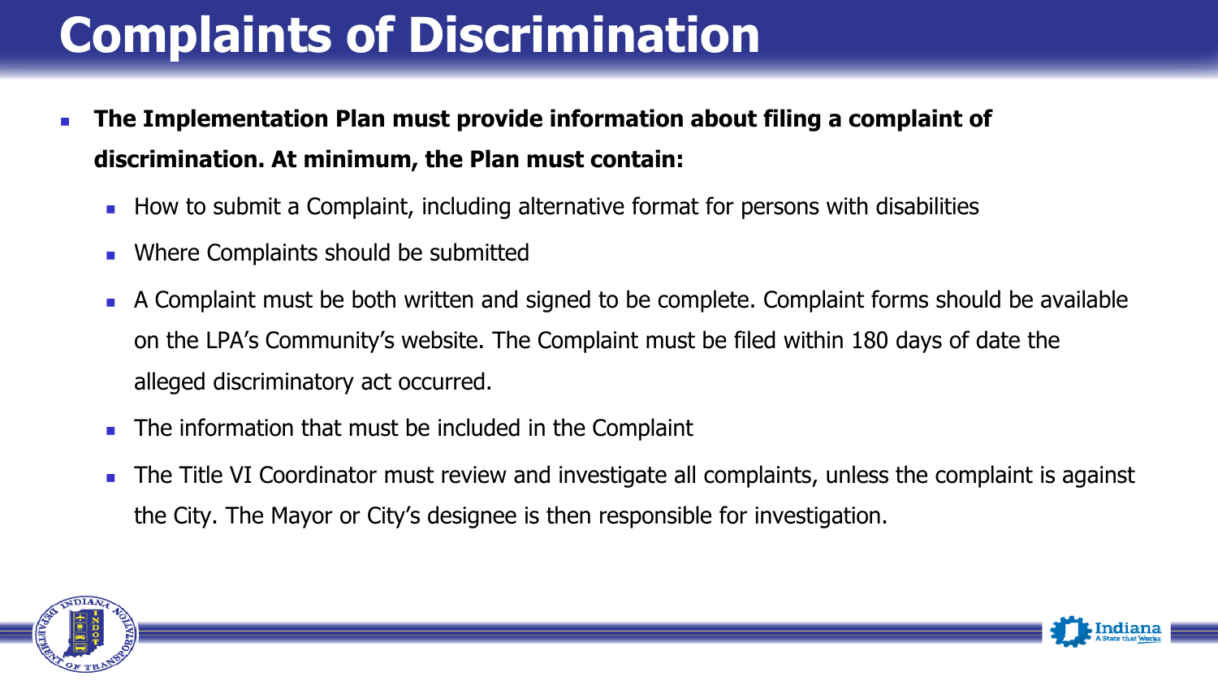# Complaints of Discrimination

- **The Implementation Plan must provide information about filing a complaint of discrimination. At minimum, the Plan must contain:**
  - How to submit a Complaint, including alternative format for persons with disabilities
  - Where Complaints should be submitted
  - A Complaint must be both written and signed to be complete. Complaint forms should be available on the LPA's Community's website. The Complaint must be filed within 180 days of date the alleged discriminatory act occurred.
  - The information that must be included in the Complaint
  - The Title VI Coordinator must review and investigate all complaints, unless the complaint is against the City. The Mayor or City's designee is then responsible for investigation.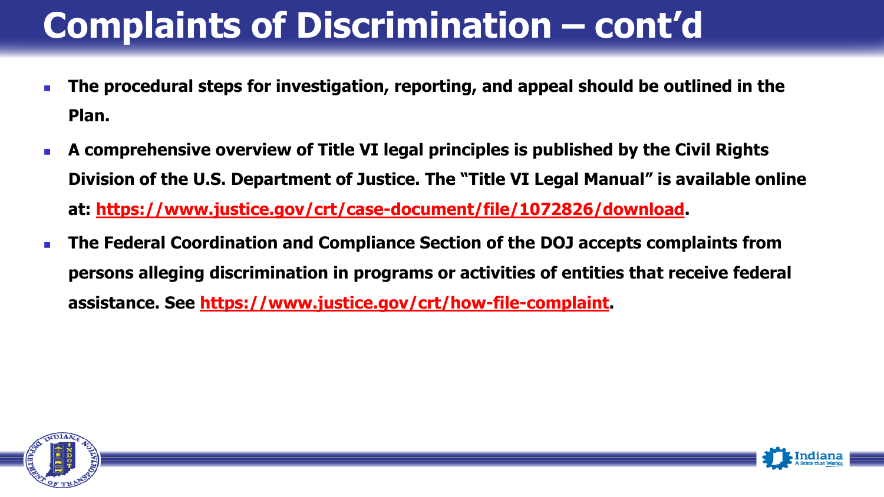# Complaints of Discrimination – cont'd

- **The procedural steps for investigation, reporting, and appeal should be outlined in the Plan.**
- **A comprehensive overview of Title VI legal principles is published by the Civil Rights Division of the U.S. Department of Justice. The "Title VI Legal Manual" is available online at: https://www.justice.gov/crt/case-document/file/1072826/download.**
- **The Federal Coordination and Compliance Section of the DOJ accepts complaints from persons alleging discrimination in programs or activities of entities that receive federal assistance. See https://www.justice.gov/crt/how-file-complaint.**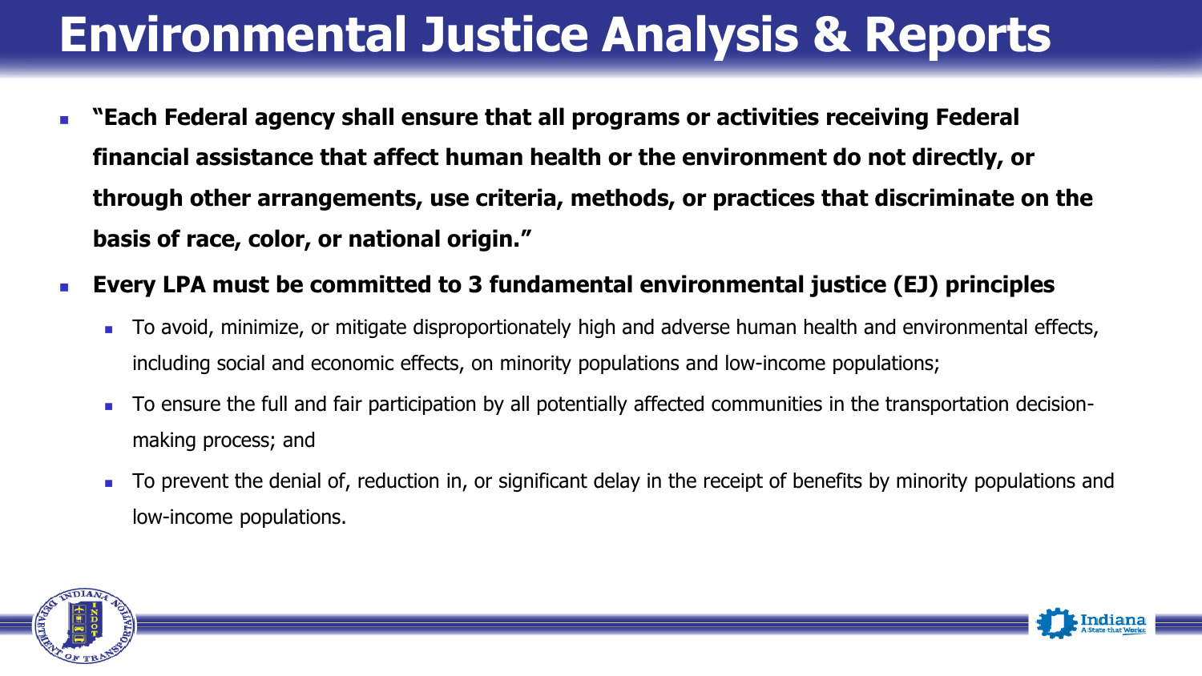# Environmental Justice Analysis & Reports

- **"Each Federal agency shall ensure that all programs or activities receiving Federal financial assistance that affect human health or the environment do not directly, or through other arrangements, use criteria, methods, or practices that discriminate on the basis of race, color, or national origin."**
- **Every LPA must be committed to 3 fundamental environmental justice (EJ) principles**
  - To avoid, minimize, or mitigate disproportionately high and adverse human health and environmental effects, including social and economic effects, on minority populations and low-income populations;
  - To ensure the full and fair participation by all potentially affected communities in the transportation decision-making process; and
  - To prevent the denial of, reduction in, or significant delay in the receipt of benefits by minority populations and low-income populations.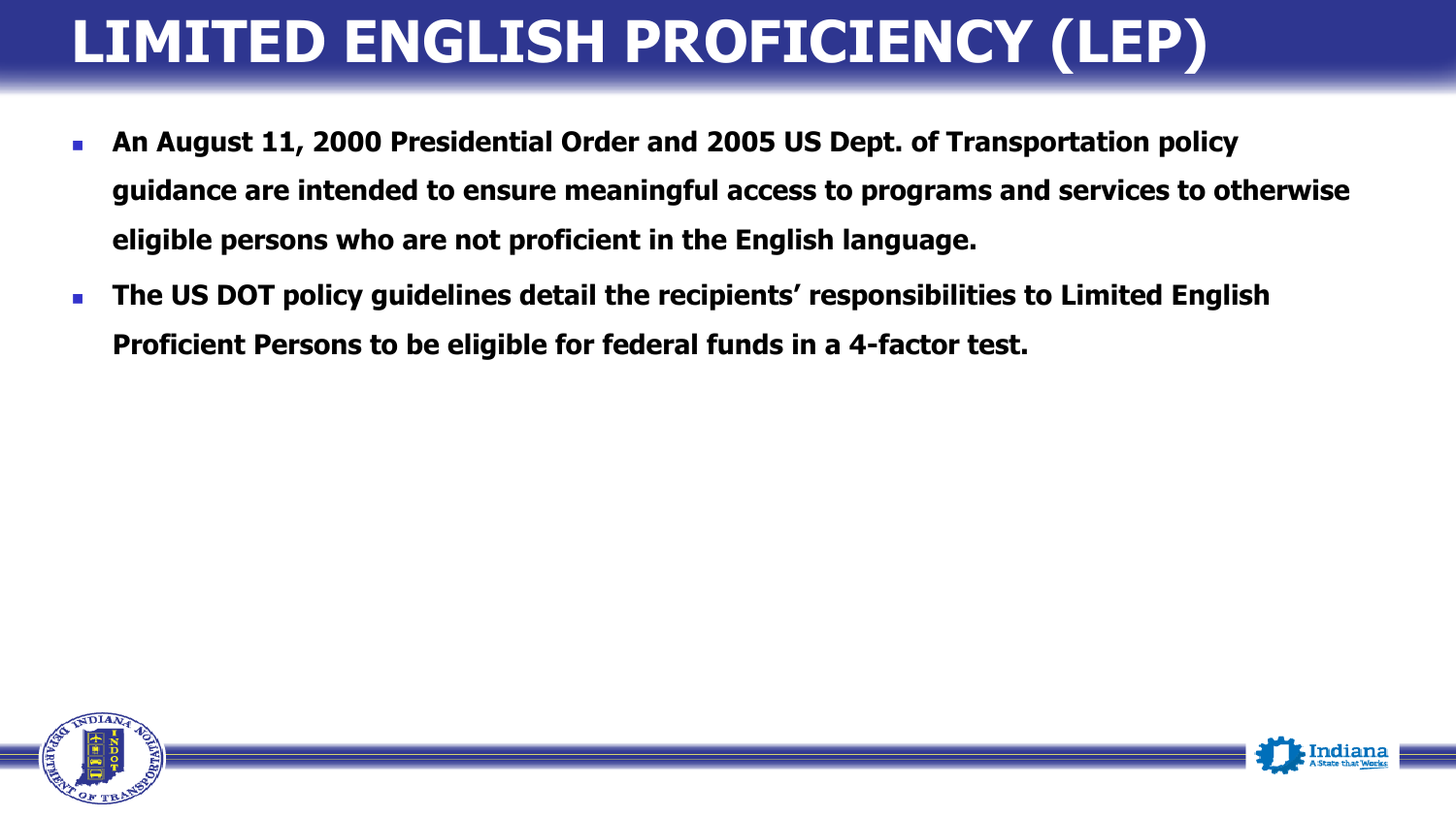# LIMITED ENGLISH PROFICIENCY (LEP)

- **An August 11, 2000 Presidential Order and 2005 US Dept. of Transportation policy guidance are intended to ensure meaningful access to programs and services to otherwise eligible persons who are not proficient in the English language.**
- **The US DOT policy guidelines detail the recipients' responsibilities to Limited English Proficient Persons to be eligible for federal funds in a 4-factor test.**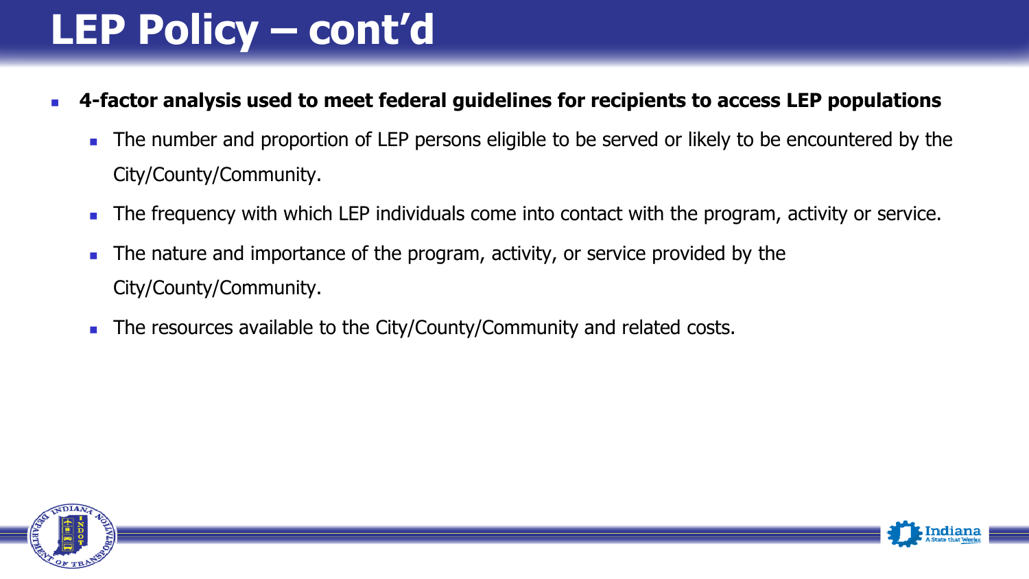# LEP Policy – cont'd

- **4-factor analysis used to meet federal guidelines for recipients to access LEP populations**
  - The number and proportion of LEP persons eligible to be served or likely to be encountered by the City/County/Community.
  - The frequency with which LEP individuals come into contact with the program, activity or service.
  - The nature and importance of the program, activity, or service provided by the City/County/Community.
  - The resources available to the City/County/Community and related costs.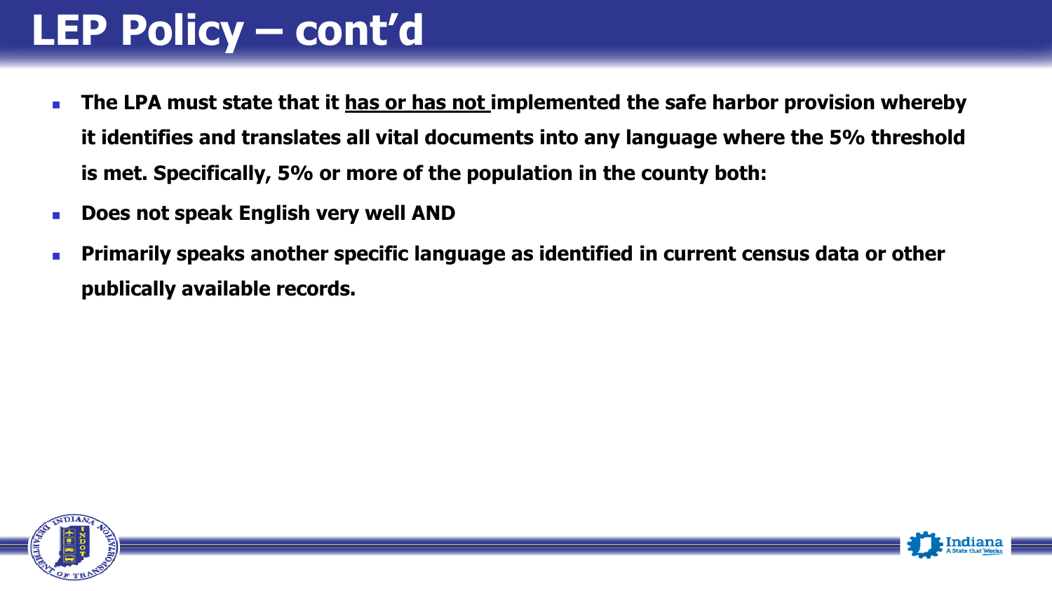# LEP Policy – cont'd

- **The LPA must state that it <u>has or has not</u> implemented the safe harbor provision whereby it identifies and translates all vital documents into any language where the 5% threshold is met. Specifically, 5% or more of the population in the county both:**
- **Does not speak English very well AND**
- **Primarily speaks another specific language as identified in current census data or other publically available records.**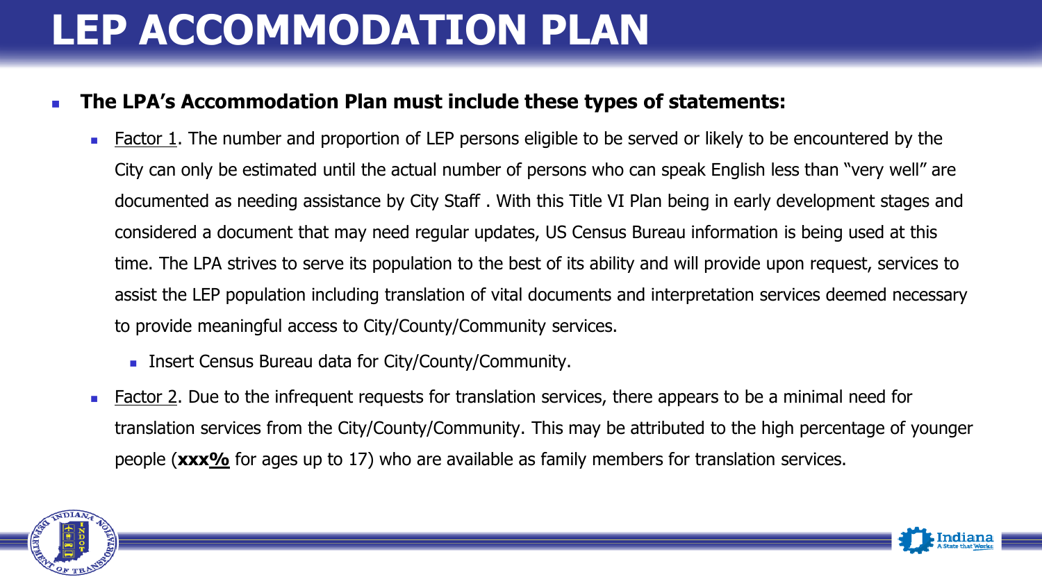# LEP ACCOMMODATION PLAN

- **The LPA's Accommodation Plan must include these types of statements:**
  - Factor 1. The number and proportion of LEP persons eligible to be served or likely to be encountered by the City can only be estimated until the actual number of persons who can speak English less than "very well" are documented as needing assistance by City Staff . With this Title VI Plan being in early development stages and considered a document that may need regular updates, US Census Bureau information is being used at this time. The LPA strives to serve its population to the best of its ability and will provide upon request, services to assist the LEP population including translation of vital documents and interpretation services deemed necessary to provide meaningful access to City/County/Community services.
    - Insert Census Bureau data for City/County/Community.
  - Factor 2. Due to the infrequent requests for translation services, there appears to be a minimal need for translation services from the City/County/Community. This may be attributed to the high percentage of younger people (**xxx%** for ages up to 17) who are available as family members for translation services.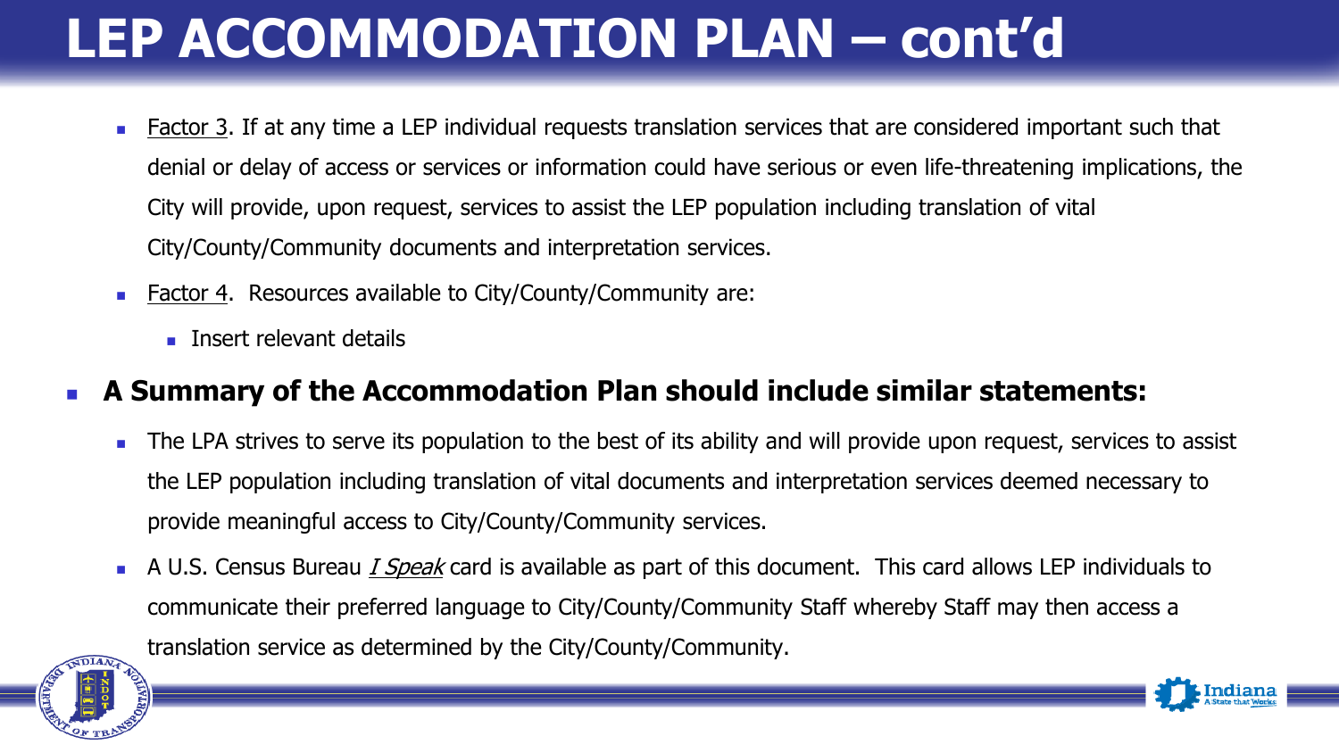# LEP ACCOMMODATION PLAN – cont'd

- Factor 3. If at any time a LEP individual requests translation services that are considered important such that denial or delay of access or services or information could have serious or even life-threatening implications, the City will provide, upon request, services to assist the LEP population including translation of vital City/County/Community documents and interpretation services.
- Factor 4. Resources available to City/County/Community are:
  - Insert relevant details

- **A Summary of the Accommodation Plan should include similar statements:**
  - The LPA strives to serve its population to the best of its ability and will provide upon request, services to assist the LEP population including translation of vital documents and interpretation services deemed necessary to provide meaningful access to City/County/Community services.
  - A U.S. Census Bureau *I Speak* card is available as part of this document. This card allows LEP individuals to communicate their preferred language to City/County/Community Staff whereby Staff may then access a translation service as determined by the City/County/Community.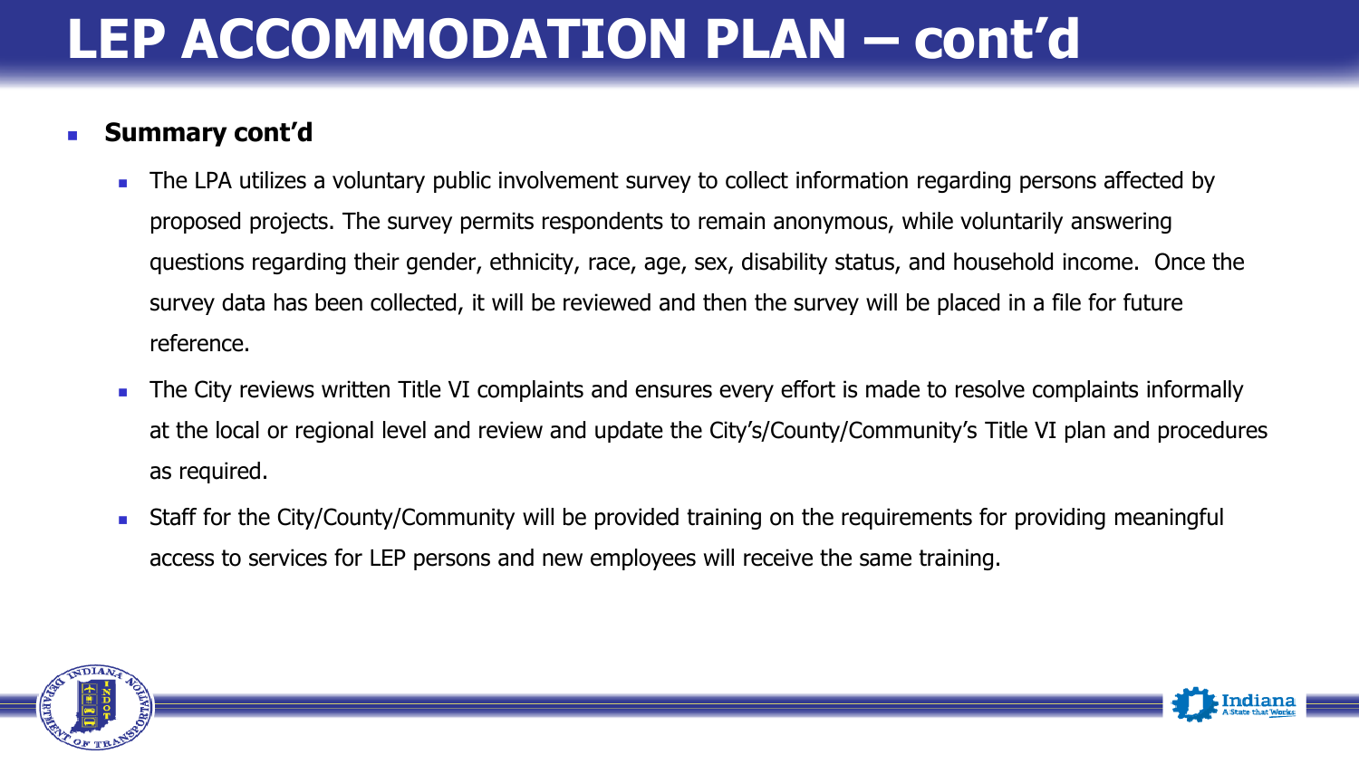# LEP ACCOMMODATION PLAN – cont'd

- **Summary cont'd**
  - The LPA utilizes a voluntary public involvement survey to collect information regarding persons affected by proposed projects. The survey permits respondents to remain anonymous, while voluntarily answering questions regarding their gender, ethnicity, race, age, sex, disability status, and household income.  Once the survey data has been collected, it will be reviewed and then the survey will be placed in a file for future reference.
  - The City reviews written Title VI complaints and ensures every effort is made to resolve complaints informally at the local or regional level and review and update the City's/County/Community's Title VI plan and procedures as required.
  - Staff for the City/County/Community will be provided training on the requirements for providing meaningful access to services for LEP persons and new employees will receive the same training.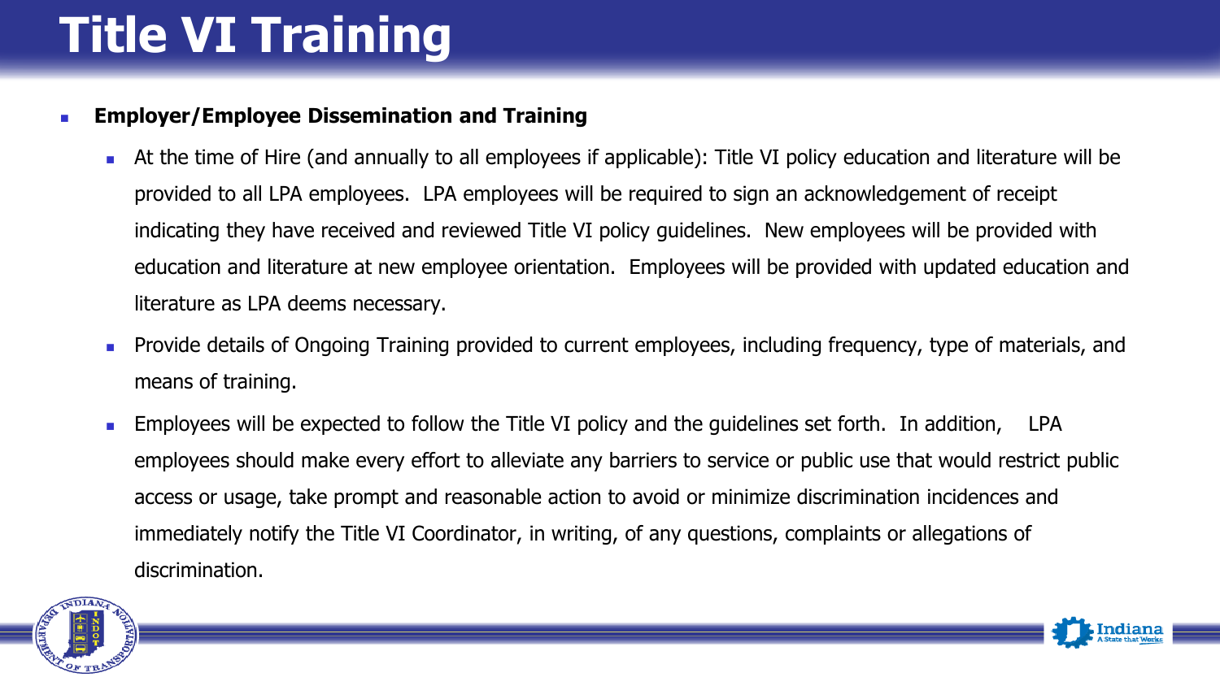# Title VI Training

- **Employer/Employee Dissemination and Training**
  - At the time of Hire (and annually to all employees if applicable): Title VI policy education and literature will be provided to all LPA employees. LPA employees will be required to sign an acknowledgement of receipt indicating they have received and reviewed Title VI policy guidelines. New employees will be provided with education and literature at new employee orientation. Employees will be provided with updated education and literature as LPA deems necessary.
  - Provide details of Ongoing Training provided to current employees, including frequency, type of materials, and means of training.
  - Employees will be expected to follow the Title VI policy and the guidelines set forth. In addition, LPA employees should make every effort to alleviate any barriers to service or public use that would restrict public access or usage, take prompt and reasonable action to avoid or minimize discrimination incidences and immediately notify the Title VI Coordinator, in writing, of any questions, complaints or allegations of discrimination.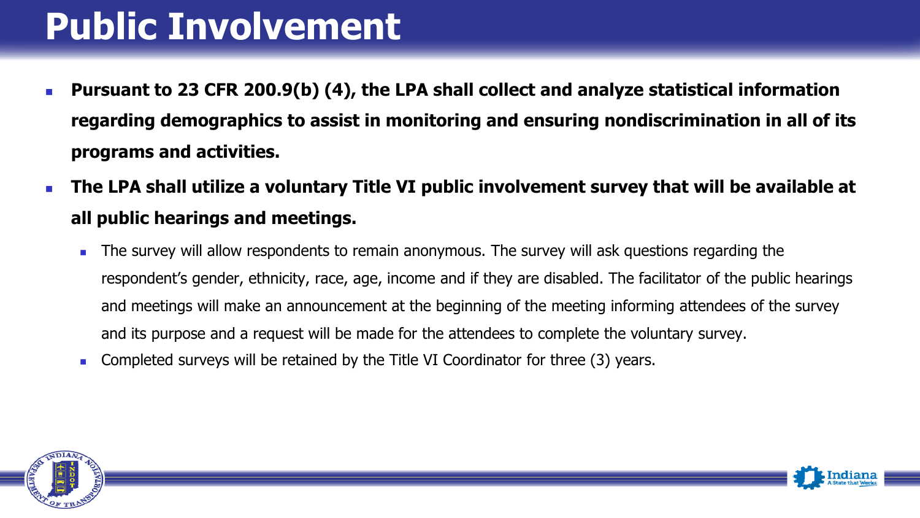# Public Involvement

- **Pursuant to 23 CFR 200.9(b) (4), the LPA shall collect and analyze statistical information regarding demographics to assist in monitoring and ensuring nondiscrimination in all of its programs and activities.**
- **The LPA shall utilize a voluntary Title VI public involvement survey that will be available at all public hearings and meetings.**
  - The survey will allow respondents to remain anonymous. The survey will ask questions regarding the respondent's gender, ethnicity, race, age, income and if they are disabled. The facilitator of the public hearings and meetings will make an announcement at the beginning of the meeting informing attendees of the survey and its purpose and a request will be made for the attendees to complete the voluntary survey.
  - Completed surveys will be retained by the Title VI Coordinator for three (3) years.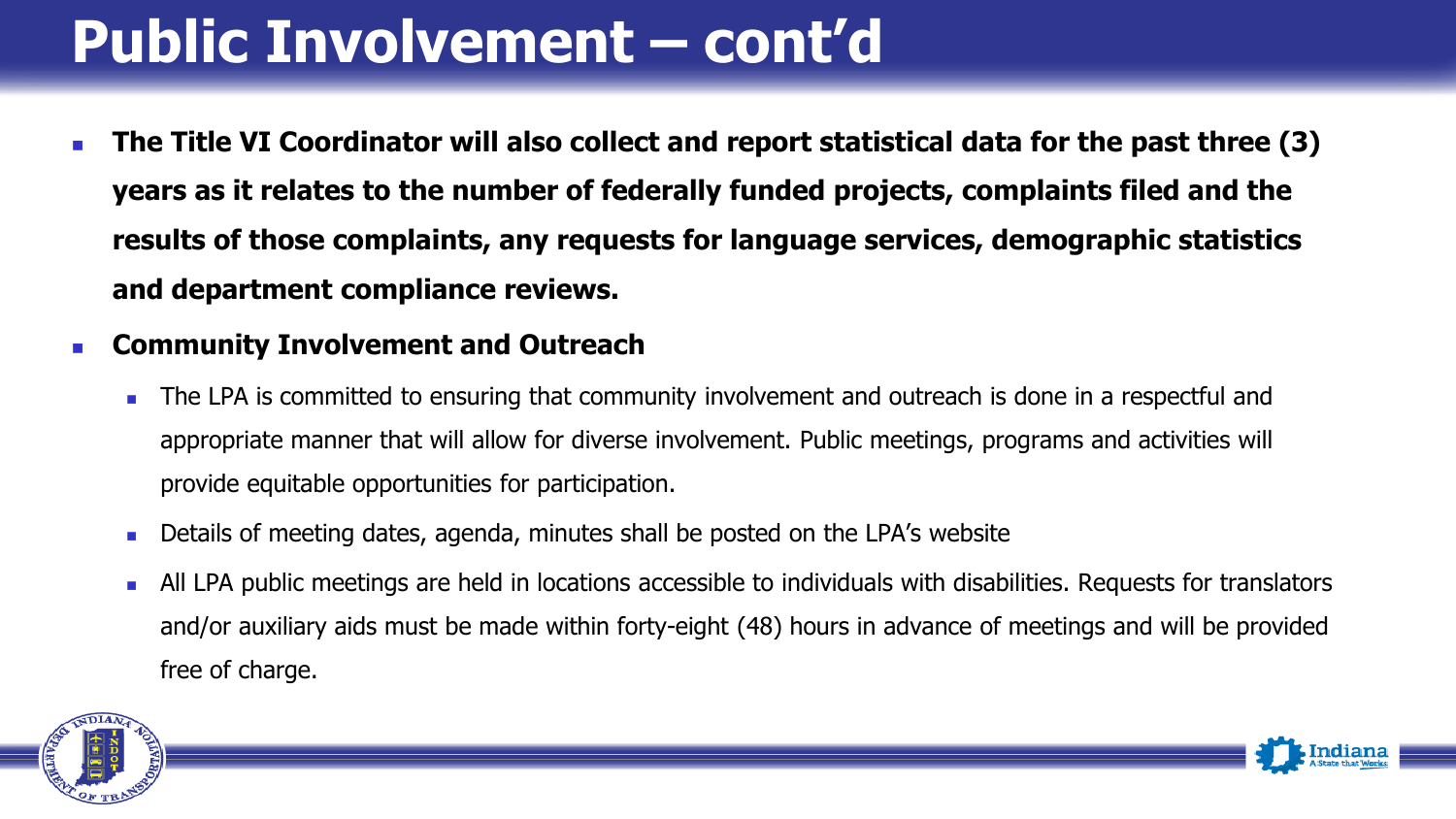# Public Involvement – cont'd

- **The Title VI Coordinator will also collect and report statistical data for the past three (3) years as it relates to the number of federally funded projects, complaints filed and the results of those complaints, any requests for language services, demographic statistics and department compliance reviews.**
- **Community Involvement and Outreach**
  - The LPA is committed to ensuring that community involvement and outreach is done in a respectful and appropriate manner that will allow for diverse involvement. Public meetings, programs and activities will provide equitable opportunities for participation.
  - Details of meeting dates, agenda, minutes shall be posted on the LPA's website
  - All LPA public meetings are held in locations accessible to individuals with disabilities. Requests for translators and/or auxiliary aids must be made within forty-eight (48) hours in advance of meetings and will be provided free of charge.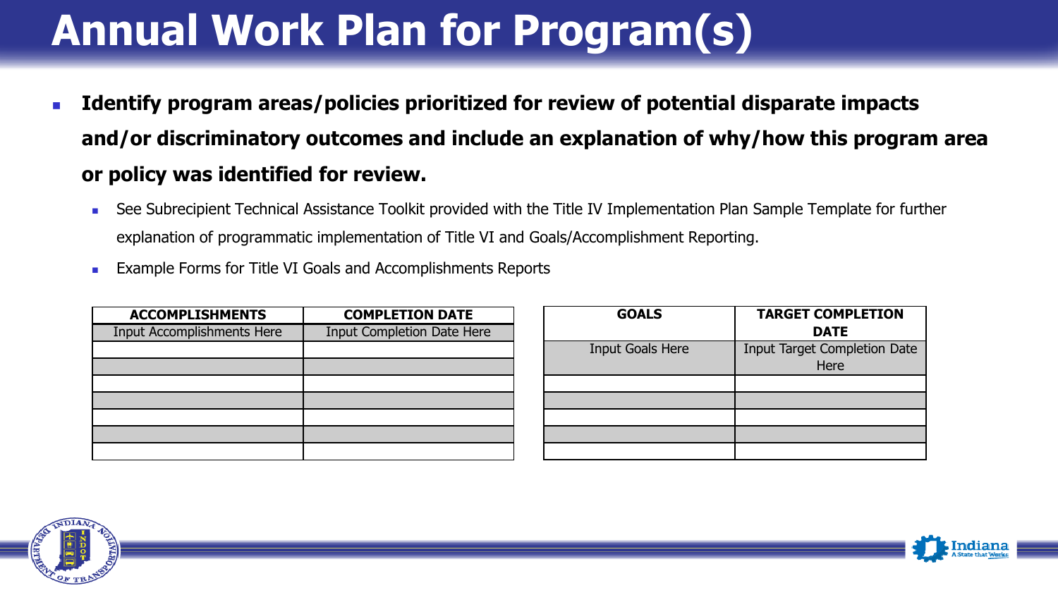# Annual Work Plan for Program(s)

- **Identify program areas/policies prioritized for review of potential disparate impacts and/or discriminatory outcomes and include an explanation of why/how this program area or policy was identified for review.**
  - See Subrecipient Technical Assistance Toolkit provided with the Title IV Implementation Plan Sample Template for further explanation of programmatic implementation of Title VI and Goals/Accomplishment Reporting.
  - Example Forms for Title VI Goals and Accomplishments Reports

| ACCOMPLISHMENTS | COMPLETION DATE |
|---|---|
| Input Accomplishments Here | Input Completion Date Here |
| | |
| | |
| | |
| | |
| | |
| | |
| | |

| GOALS | TARGET COMPLETION DATE |
|---|---|
| Input Goals Here | Input Target Completion Date Here |
| | |
| | |
| | |
| | |
| | |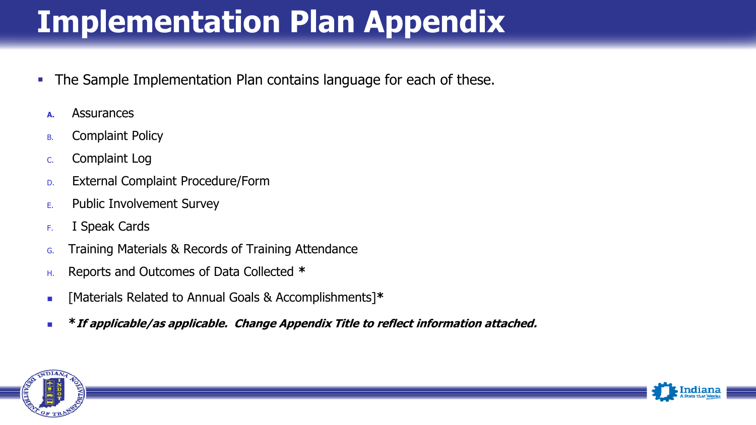# Implementation Plan Appendix

- The Sample Implementation Plan contains language for each of these.

  A. Assurances
  B. Complaint Policy
  C. Complaint Log
  D. External Complaint Procedure/Form
  E. Public Involvement Survey
  F. I Speak Cards
  G. Training Materials & Records of Training Attendance
  H. Reports and Outcomes of Data Collected **\***

  - [Materials Related to Annual Goals & Accomplishments]**\***
  - ***\*If applicable/as applicable. Change Appendix Title to reflect information attached.***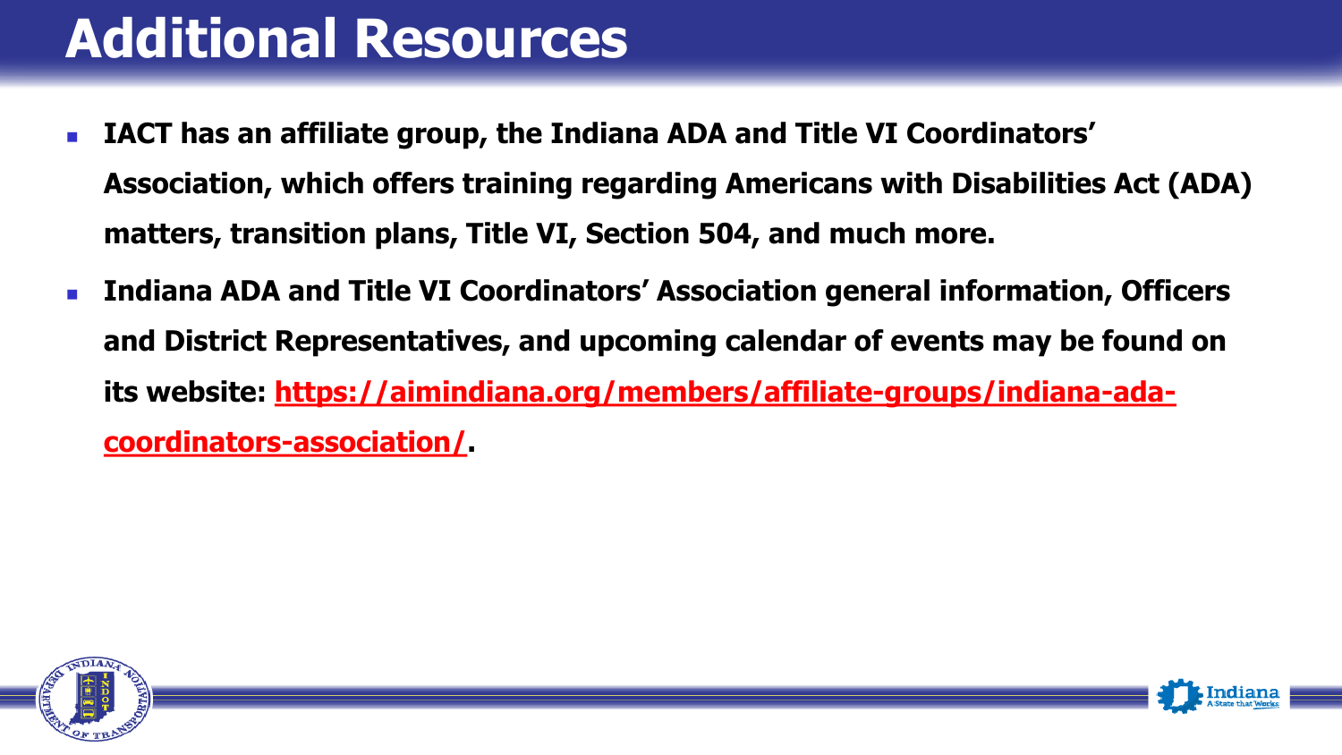# Additional Resources

- **IACT has an affiliate group, the Indiana ADA and Title VI Coordinators' Association, which offers training regarding Americans with Disabilities Act (ADA) matters, transition plans, Title VI, Section 504, and much more.**
- **Indiana ADA and Title VI Coordinators' Association general information, Officers and District Representatives, and upcoming calendar of events may be found on its website: [https://aimindiana.org/members/affiliate-groups/indiana-ada-coordinators-association/](https://aimindiana.org/members/affiliate-groups/indiana-ada-coordinators-association/).**